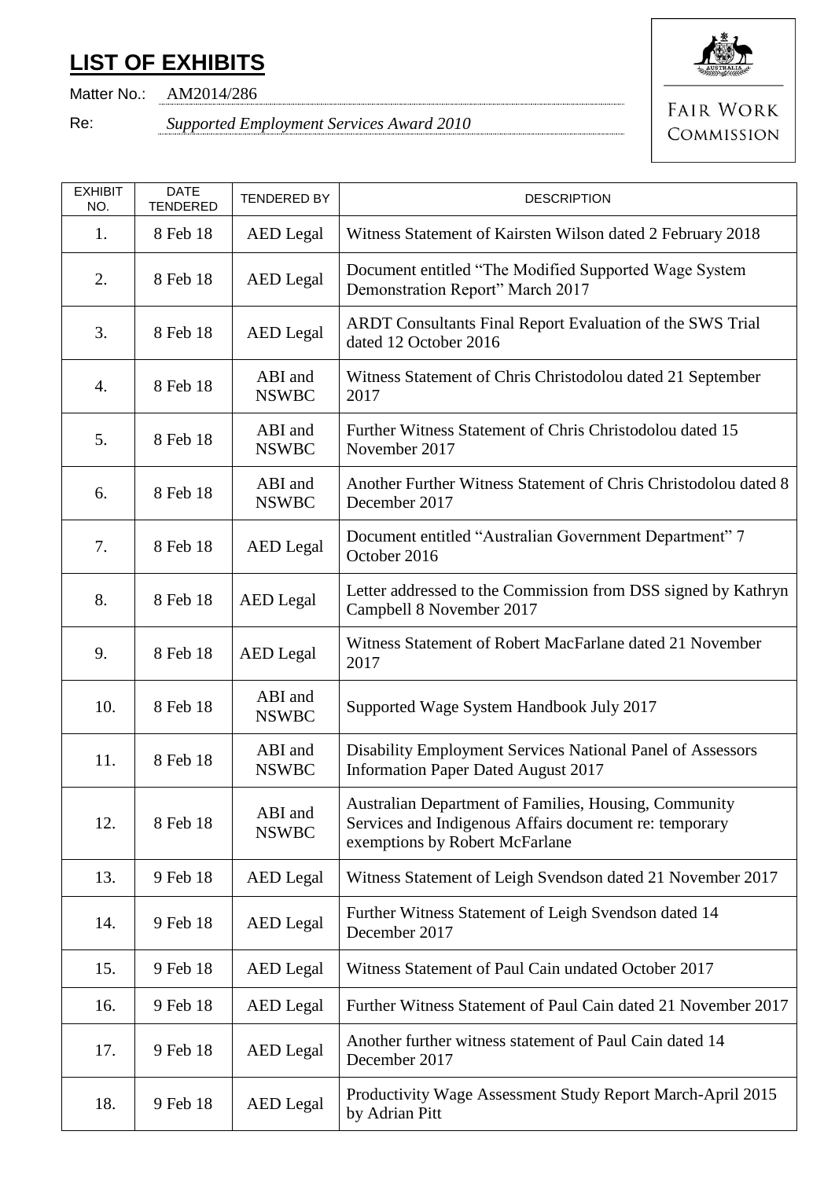# LIST OF EXHIBITS

Matter No.: AM2014/286

Re: *Supported Employment Services Award 2010*

FAIR WORK COMMISSION

| EXHIBIT NO. | DATE TENDERED | TENDERED BY | DESCRIPTION |
|---|---|---|---|
| 1. | 8 Feb 18 | AED Legal | Witness Statement of Kairsten Wilson dated 2 February 2018 |
| 2. | 8 Feb 18 | AED Legal | Document entitled "The Modified Supported Wage System Demonstration Report" March 2017 |
| 3. | 8 Feb 18 | AED Legal | ARDT Consultants Final Report Evaluation of the SWS Trial dated 12 October 2016 |
| 4. | 8 Feb 18 | ABI and NSWBC | Witness Statement of Chris Christodolou dated 21 September 2017 |
| 5. | 8 Feb 18 | ABI and NSWBC | Further Witness Statement of Chris Christodolou dated 15 November 2017 |
| 6. | 8 Feb 18 | ABI and NSWBC | Another Further Witness Statement of Chris Christodolou dated 8 December 2017 |
| 7. | 8 Feb 18 | AED Legal | Document entitled "Australian Government Department" 7 October 2016 |
| 8. | 8 Feb 18 | AED Legal | Letter addressed to the Commission from DSS signed by Kathryn Campbell 8 November 2017 |
| 9. | 8 Feb 18 | AED Legal | Witness Statement of Robert MacFarlane dated 21 November 2017 |
| 10. | 8 Feb 18 | ABI and NSWBC | Supported Wage System Handbook July 2017 |
| 11. | 8 Feb 18 | ABI and NSWBC | Disability Employment Services National Panel of Assessors Information Paper Dated August 2017 |
| 12. | 8 Feb 18 | ABI and NSWBC | Australian Department of Families, Housing, Community Services and Indigenous Affairs document re: temporary exemptions by Robert McFarlane |
| 13. | 9 Feb 18 | AED Legal | Witness Statement of Leigh Svendson dated 21 November 2017 |
| 14. | 9 Feb 18 | AED Legal | Further Witness Statement of Leigh Svendson dated 14 December 2017 |
| 15. | 9 Feb 18 | AED Legal | Witness Statement of Paul Cain undated October 2017 |
| 16. | 9 Feb 18 | AED Legal | Further Witness Statement of Paul Cain dated 21 November 2017 |
| 17. | 9 Feb 18 | AED Legal | Another further witness statement of Paul Cain dated 14 December 2017 |
| 18. | 9 Feb 18 | AED Legal | Productivity Wage Assessment Study Report March-April 2015 by Adrian Pitt |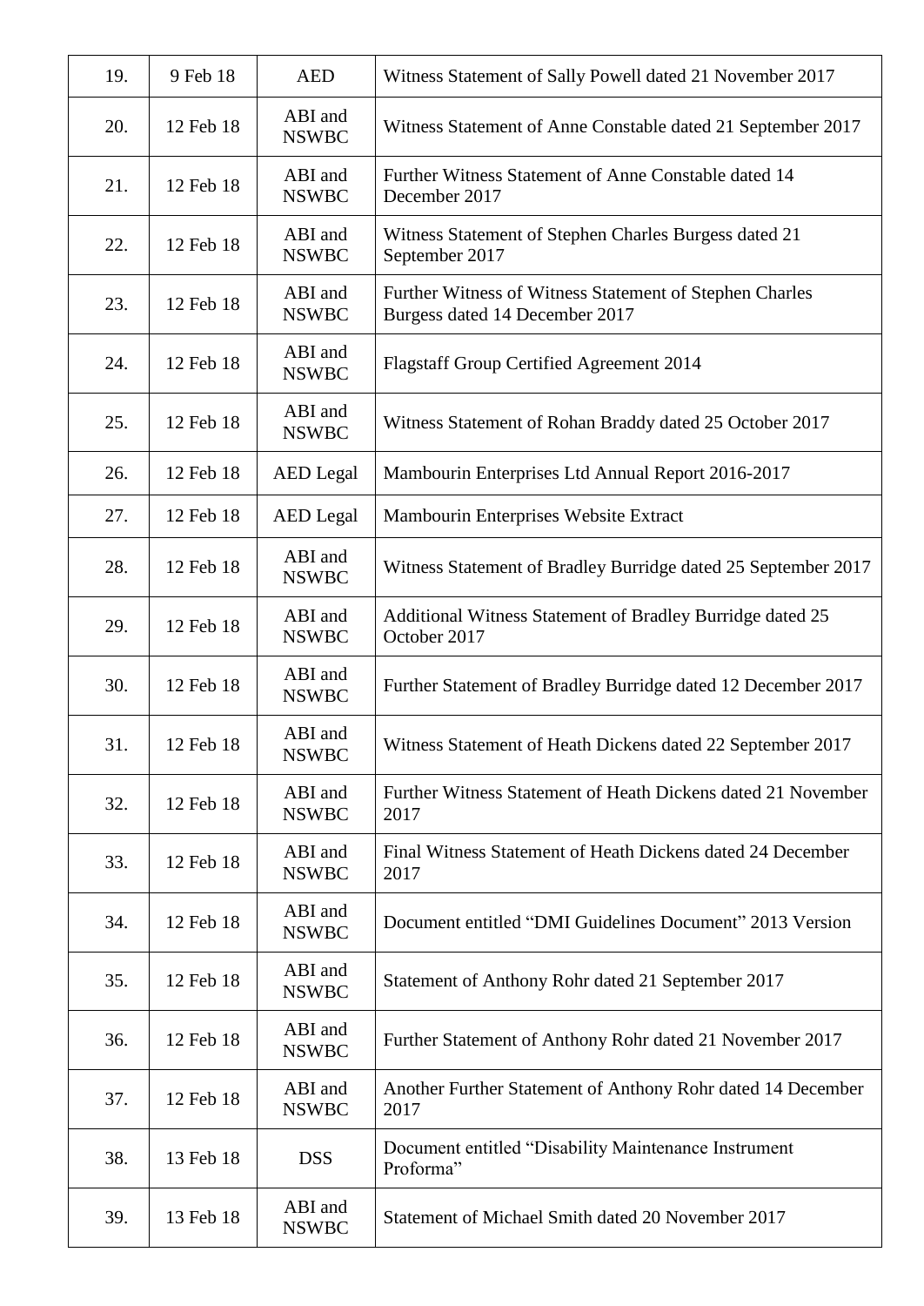| 19. | 9 Feb 18 | AED | Witness Statement of Sally Powell dated 21 November 2017 |
|---|---|---|---|
| 20. | 12 Feb 18 | ABI and NSWBC | Witness Statement of Anne Constable dated 21 September 2017 |
| 21. | 12 Feb 18 | ABI and NSWBC | Further Witness Statement of Anne Constable dated 14 December 2017 |
| 22. | 12 Feb 18 | ABI and NSWBC | Witness Statement of Stephen Charles Burgess dated 21 September 2017 |
| 23. | 12 Feb 18 | ABI and NSWBC | Further Witness of Witness Statement of Stephen Charles Burgess dated 14 December 2017 |
| 24. | 12 Feb 18 | ABI and NSWBC | Flagstaff Group Certified Agreement 2014 |
| 25. | 12 Feb 18 | ABI and NSWBC | Witness Statement of Rohan Braddy dated 25 October 2017 |
| 26. | 12 Feb 18 | AED Legal | Mambourin Enterprises Ltd Annual Report 2016-2017 |
| 27. | 12 Feb 18 | AED Legal | Mambourin Enterprises Website Extract |
| 28. | 12 Feb 18 | ABI and NSWBC | Witness Statement of Bradley Burridge dated 25 September 2017 |
| 29. | 12 Feb 18 | ABI and NSWBC | Additional Witness Statement of Bradley Burridge dated 25 October 2017 |
| 30. | 12 Feb 18 | ABI and NSWBC | Further Statement of Bradley Burridge dated 12 December 2017 |
| 31. | 12 Feb 18 | ABI and NSWBC | Witness Statement of Heath Dickens dated 22 September 2017 |
| 32. | 12 Feb 18 | ABI and NSWBC | Further Witness Statement of Heath Dickens dated 21 November 2017 |
| 33. | 12 Feb 18 | ABI and NSWBC | Final Witness Statement of Heath Dickens dated 24 December 2017 |
| 34. | 12 Feb 18 | ABI and NSWBC | Document entitled "DMI Guidelines Document" 2013 Version |
| 35. | 12 Feb 18 | ABI and NSWBC | Statement of Anthony Rohr dated 21 September 2017 |
| 36. | 12 Feb 18 | ABI and NSWBC | Further Statement of Anthony Rohr dated 21 November 2017 |
| 37. | 12 Feb 18 | ABI and NSWBC | Another Further Statement of Anthony Rohr dated 14 December 2017 |
| 38. | 13 Feb 18 | DSS | Document entitled "Disability Maintenance Instrument Proforma" |
| 39. | 13 Feb 18 | ABI and NSWBC | Statement of Michael Smith dated 20 November 2017 |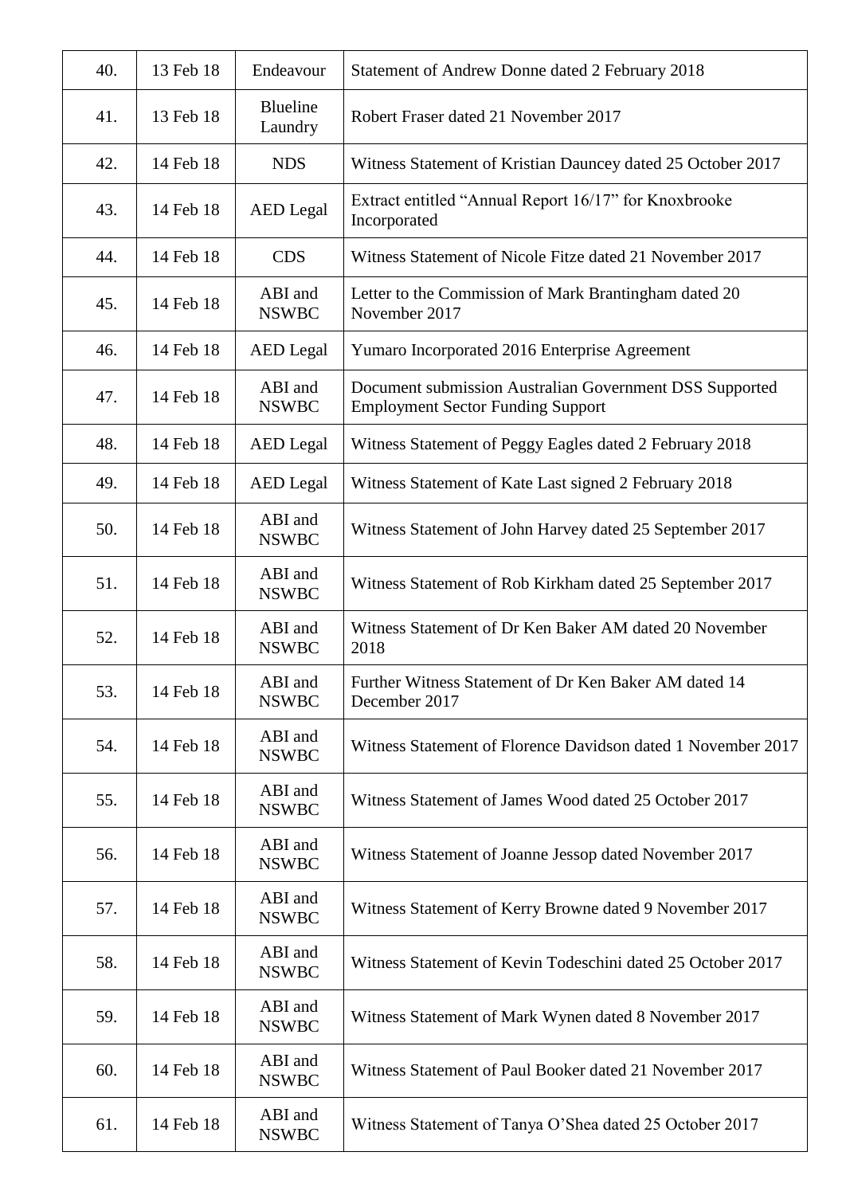| | | | |
|---|---|---|---|
| 40. | 13 Feb 18 | Endeavour | Statement of Andrew Donne dated 2 February 2018 |
| 41. | 13 Feb 18 | Blueline Laundry | Robert Fraser dated 21 November 2017 |
| 42. | 14 Feb 18 | NDS | Witness Statement of Kristian Dauncey dated 25 October 2017 |
| 43. | 14 Feb 18 | AED Legal | Extract entitled "Annual Report 16/17" for Knoxbrooke Incorporated |
| 44. | 14 Feb 18 | CDS | Witness Statement of Nicole Fitze dated 21 November 2017 |
| 45. | 14 Feb 18 | ABI and NSWBC | Letter to the Commission of Mark Brantingham dated 20 November 2017 |
| 46. | 14 Feb 18 | AED Legal | Yumaro Incorporated 2016 Enterprise Agreement |
| 47. | 14 Feb 18 | ABI and NSWBC | Document submission Australian Government DSS Supported Employment Sector Funding Support |
| 48. | 14 Feb 18 | AED Legal | Witness Statement of Peggy Eagles dated 2 February 2018 |
| 49. | 14 Feb 18 | AED Legal | Witness Statement of Kate Last signed 2 February 2018 |
| 50. | 14 Feb 18 | ABI and NSWBC | Witness Statement of John Harvey dated 25 September 2017 |
| 51. | 14 Feb 18 | ABI and NSWBC | Witness Statement of Rob Kirkham dated 25 September 2017 |
| 52. | 14 Feb 18 | ABI and NSWBC | Witness Statement of Dr Ken Baker AM dated 20 November 2018 |
| 53. | 14 Feb 18 | ABI and NSWBC | Further Witness Statement of Dr Ken Baker AM dated 14 December 2017 |
| 54. | 14 Feb 18 | ABI and NSWBC | Witness Statement of Florence Davidson dated 1 November 2017 |
| 55. | 14 Feb 18 | ABI and NSWBC | Witness Statement of James Wood dated 25 October 2017 |
| 56. | 14 Feb 18 | ABI and NSWBC | Witness Statement of Joanne Jessop dated November 2017 |
| 57. | 14 Feb 18 | ABI and NSWBC | Witness Statement of Kerry Browne dated 9 November 2017 |
| 58. | 14 Feb 18 | ABI and NSWBC | Witness Statement of Kevin Todeschini dated 25 October 2017 |
| 59. | 14 Feb 18 | ABI and NSWBC | Witness Statement of Mark Wynen dated 8 November 2017 |
| 60. | 14 Feb 18 | ABI and NSWBC | Witness Statement of Paul Booker dated 21 November 2017 |
| 61. | 14 Feb 18 | ABI and NSWBC | Witness Statement of Tanya O'Shea dated 25 October 2017 |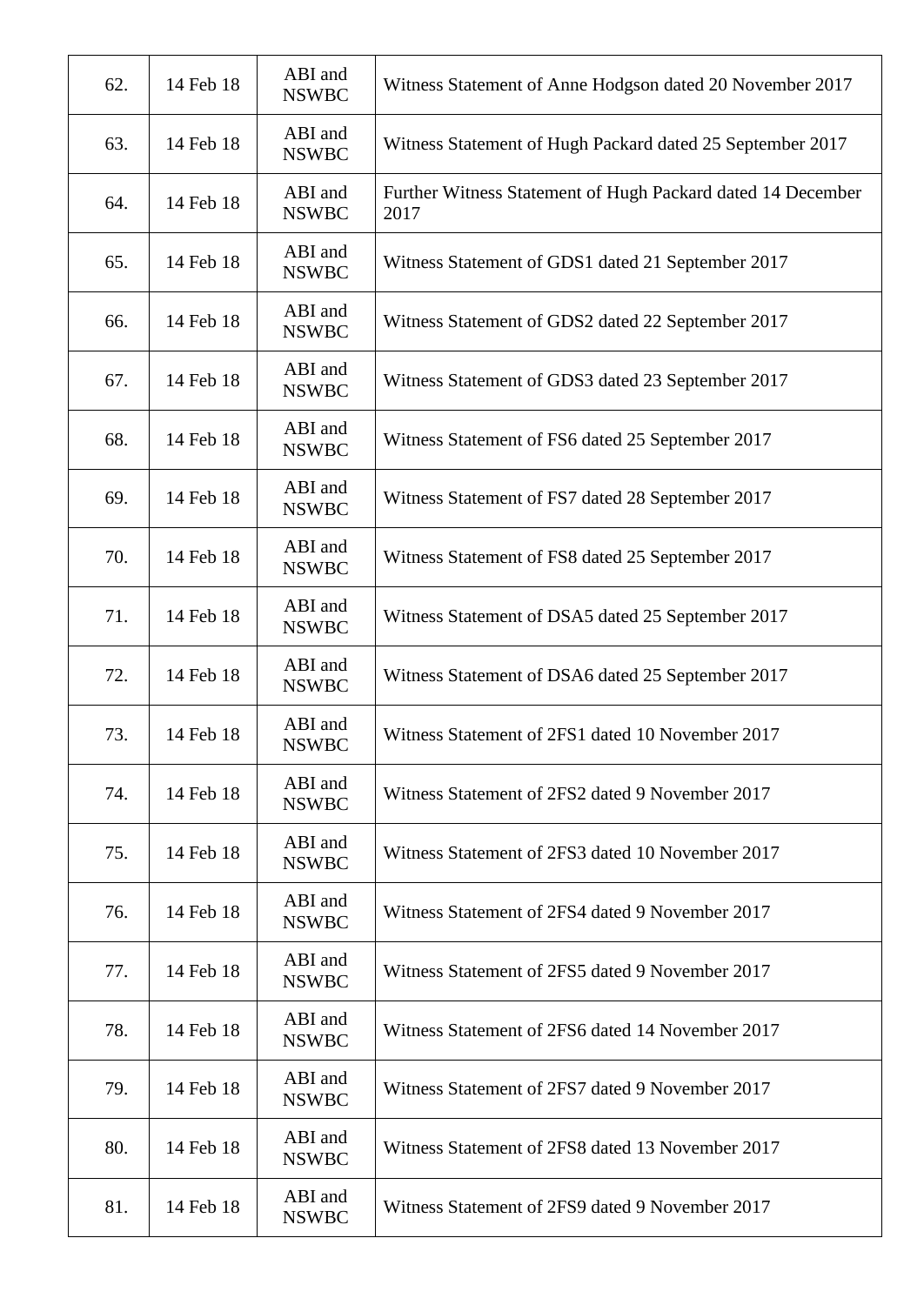| 62. | 14 Feb 18 | ABI and NSWBC | Witness Statement of Anne Hodgson dated 20 November 2017 |
|---|---|---|---|
| 63. | 14 Feb 18 | ABI and NSWBC | Witness Statement of Hugh Packard dated 25 September 2017 |
| 64. | 14 Feb 18 | ABI and NSWBC | Further Witness Statement of Hugh Packard dated 14 December 2017 |
| 65. | 14 Feb 18 | ABI and NSWBC | Witness Statement of GDS1 dated 21 September 2017 |
| 66. | 14 Feb 18 | ABI and NSWBC | Witness Statement of GDS2 dated 22 September 2017 |
| 67. | 14 Feb 18 | ABI and NSWBC | Witness Statement of GDS3 dated 23 September 2017 |
| 68. | 14 Feb 18 | ABI and NSWBC | Witness Statement of FS6 dated 25 September 2017 |
| 69. | 14 Feb 18 | ABI and NSWBC | Witness Statement of FS7 dated 28 September 2017 |
| 70. | 14 Feb 18 | ABI and NSWBC | Witness Statement of FS8 dated 25 September 2017 |
| 71. | 14 Feb 18 | ABI and NSWBC | Witness Statement of DSA5 dated 25 September 2017 |
| 72. | 14 Feb 18 | ABI and NSWBC | Witness Statement of DSA6 dated 25 September 2017 |
| 73. | 14 Feb 18 | ABI and NSWBC | Witness Statement of 2FS1 dated 10 November 2017 |
| 74. | 14 Feb 18 | ABI and NSWBC | Witness Statement of 2FS2 dated 9 November 2017 |
| 75. | 14 Feb 18 | ABI and NSWBC | Witness Statement of 2FS3 dated 10 November 2017 |
| 76. | 14 Feb 18 | ABI and NSWBC | Witness Statement of 2FS4 dated 9 November 2017 |
| 77. | 14 Feb 18 | ABI and NSWBC | Witness Statement of 2FS5 dated 9 November 2017 |
| 78. | 14 Feb 18 | ABI and NSWBC | Witness Statement of 2FS6 dated 14 November 2017 |
| 79. | 14 Feb 18 | ABI and NSWBC | Witness Statement of 2FS7 dated 9 November 2017 |
| 80. | 14 Feb 18 | ABI and NSWBC | Witness Statement of 2FS8 dated 13 November 2017 |
| 81. | 14 Feb 18 | ABI and NSWBC | Witness Statement of 2FS9 dated 9 November 2017 |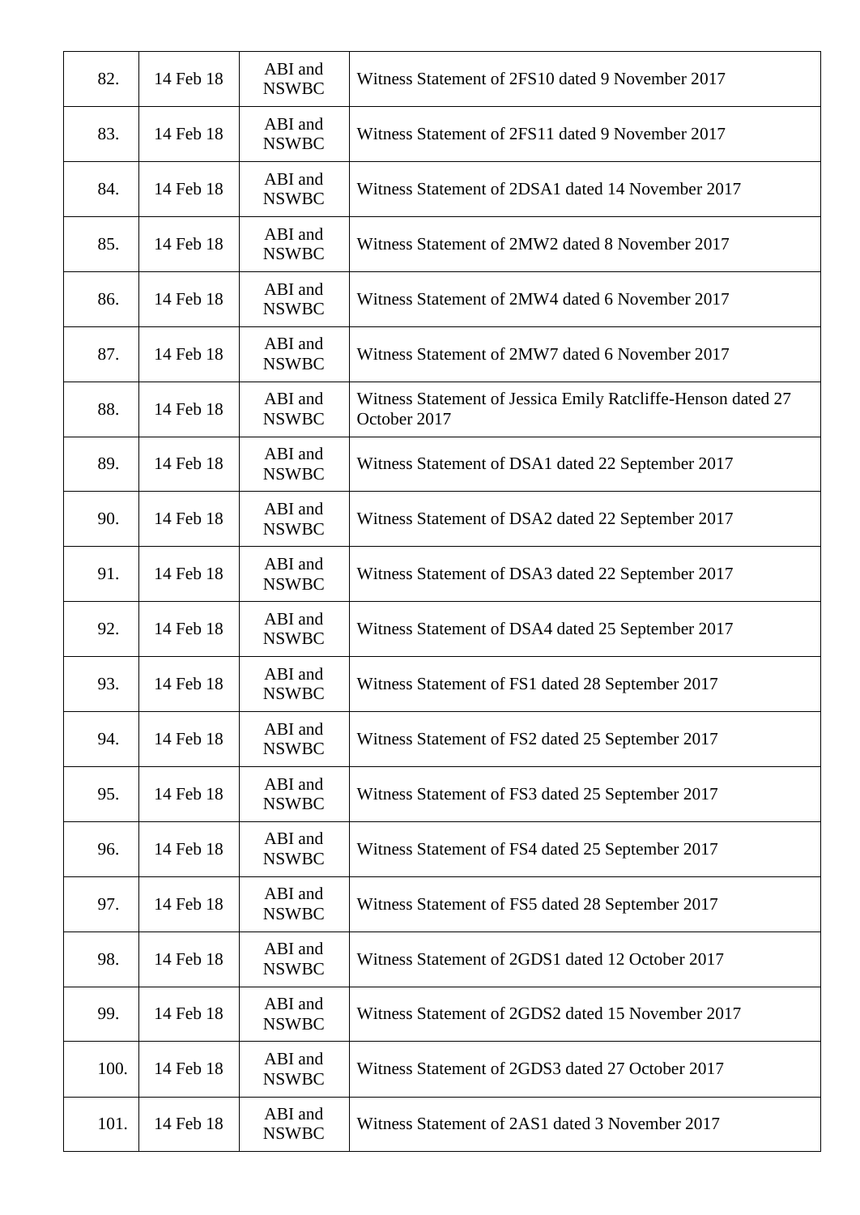| | | | |
|---|---|---|---|
| 82. | 14 Feb 18 | ABI and NSWBC | Witness Statement of 2FS10 dated 9 November 2017 |
| 83. | 14 Feb 18 | ABI and NSWBC | Witness Statement of 2FS11 dated 9 November 2017 |
| 84. | 14 Feb 18 | ABI and NSWBC | Witness Statement of 2DSA1 dated 14 November 2017 |
| 85. | 14 Feb 18 | ABI and NSWBC | Witness Statement of 2MW2 dated 8 November 2017 |
| 86. | 14 Feb 18 | ABI and NSWBC | Witness Statement of 2MW4 dated 6 November 2017 |
| 87. | 14 Feb 18 | ABI and NSWBC | Witness Statement of 2MW7 dated 6 November 2017 |
| 88. | 14 Feb 18 | ABI and NSWBC | Witness Statement of Jessica Emily Ratcliffe-Henson dated 27 October 2017 |
| 89. | 14 Feb 18 | ABI and NSWBC | Witness Statement of DSA1 dated 22 September 2017 |
| 90. | 14 Feb 18 | ABI and NSWBC | Witness Statement of DSA2 dated 22 September 2017 |
| 91. | 14 Feb 18 | ABI and NSWBC | Witness Statement of DSA3 dated 22 September 2017 |
| 92. | 14 Feb 18 | ABI and NSWBC | Witness Statement of DSA4 dated 25 September 2017 |
| 93. | 14 Feb 18 | ABI and NSWBC | Witness Statement of FS1 dated 28 September 2017 |
| 94. | 14 Feb 18 | ABI and NSWBC | Witness Statement of FS2 dated 25 September 2017 |
| 95. | 14 Feb 18 | ABI and NSWBC | Witness Statement of FS3 dated 25 September 2017 |
| 96. | 14 Feb 18 | ABI and NSWBC | Witness Statement of FS4 dated 25 September 2017 |
| 97. | 14 Feb 18 | ABI and NSWBC | Witness Statement of FS5 dated 28 September 2017 |
| 98. | 14 Feb 18 | ABI and NSWBC | Witness Statement of 2GDS1 dated 12 October 2017 |
| 99. | 14 Feb 18 | ABI and NSWBC | Witness Statement of 2GDS2 dated 15 November 2017 |
| 100. | 14 Feb 18 | ABI and NSWBC | Witness Statement of 2GDS3 dated 27 October 2017 |
| 101. | 14 Feb 18 | ABI and NSWBC | Witness Statement of 2AS1 dated 3 November 2017 |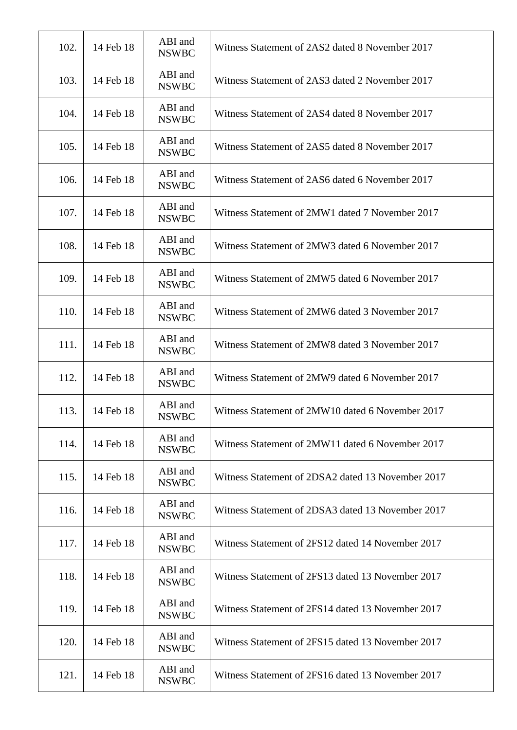| | | | |
|---|---|---|---|
| 102. | 14 Feb 18 | ABI and NSWBC | Witness Statement of 2AS2 dated 8 November 2017 |
| 103. | 14 Feb 18 | ABI and NSWBC | Witness Statement of 2AS3 dated 2 November 2017 |
| 104. | 14 Feb 18 | ABI and NSWBC | Witness Statement of 2AS4 dated 8 November 2017 |
| 105. | 14 Feb 18 | ABI and NSWBC | Witness Statement of 2AS5 dated 8 November 2017 |
| 106. | 14 Feb 18 | ABI and NSWBC | Witness Statement of 2AS6 dated 6 November 2017 |
| 107. | 14 Feb 18 | ABI and NSWBC | Witness Statement of 2MW1 dated 7 November 2017 |
| 108. | 14 Feb 18 | ABI and NSWBC | Witness Statement of 2MW3 dated 6 November 2017 |
| 109. | 14 Feb 18 | ABI and NSWBC | Witness Statement of 2MW5 dated 6 November 2017 |
| 110. | 14 Feb 18 | ABI and NSWBC | Witness Statement of 2MW6 dated 3 November 2017 |
| 111. | 14 Feb 18 | ABI and NSWBC | Witness Statement of 2MW8 dated 3 November 2017 |
| 112. | 14 Feb 18 | ABI and NSWBC | Witness Statement of 2MW9 dated 6 November 2017 |
| 113. | 14 Feb 18 | ABI and NSWBC | Witness Statement of 2MW10 dated 6 November 2017 |
| 114. | 14 Feb 18 | ABI and NSWBC | Witness Statement of 2MW11 dated 6 November 2017 |
| 115. | 14 Feb 18 | ABI and NSWBC | Witness Statement of 2DSA2 dated 13 November 2017 |
| 116. | 14 Feb 18 | ABI and NSWBC | Witness Statement of 2DSA3 dated 13 November 2017 |
| 117. | 14 Feb 18 | ABI and NSWBC | Witness Statement of 2FS12 dated 14 November 2017 |
| 118. | 14 Feb 18 | ABI and NSWBC | Witness Statement of 2FS13 dated 13 November 2017 |
| 119. | 14 Feb 18 | ABI and NSWBC | Witness Statement of 2FS14 dated 13 November 2017 |
| 120. | 14 Feb 18 | ABI and NSWBC | Witness Statement of 2FS15 dated 13 November 2017 |
| 121. | 14 Feb 18 | ABI and NSWBC | Witness Statement of 2FS16 dated 13 November 2017 |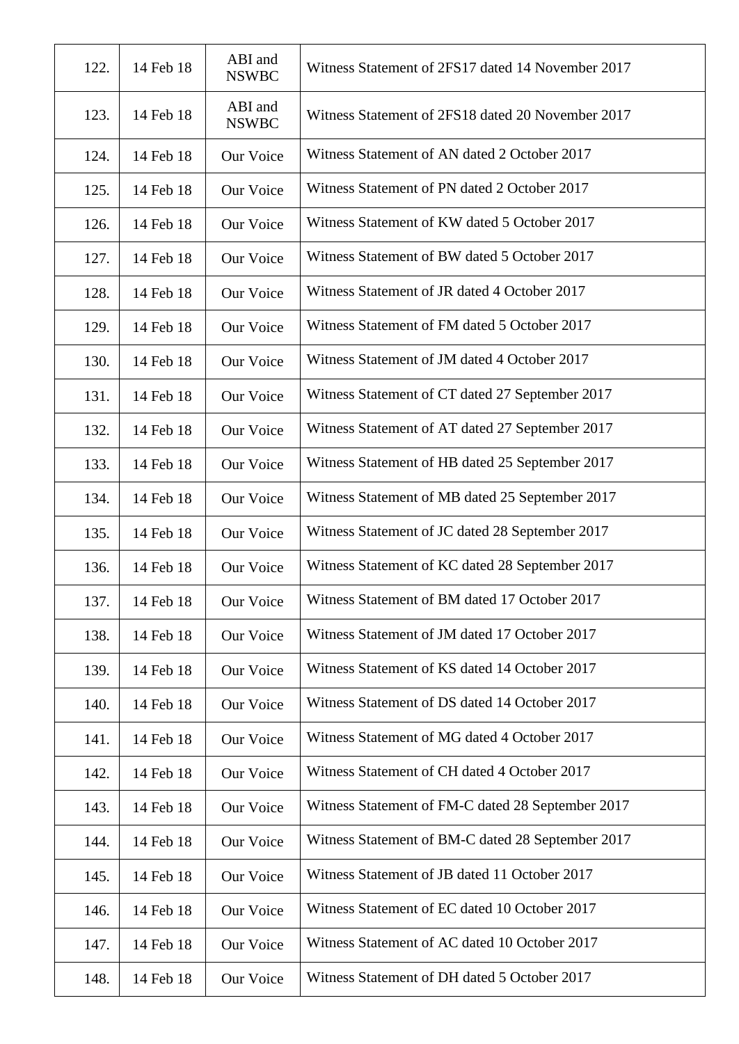| | | | |
|---|---|---|---|
| 122. | 14 Feb 18 | ABI and NSWBC | Witness Statement of 2FS17 dated 14 November 2017 |
| 123. | 14 Feb 18 | ABI and NSWBC | Witness Statement of 2FS18 dated 20 November 2017 |
| 124. | 14 Feb 18 | Our Voice | Witness Statement of AN dated 2 October 2017 |
| 125. | 14 Feb 18 | Our Voice | Witness Statement of PN dated 2 October 2017 |
| 126. | 14 Feb 18 | Our Voice | Witness Statement of KW dated 5 October 2017 |
| 127. | 14 Feb 18 | Our Voice | Witness Statement of BW dated 5 October 2017 |
| 128. | 14 Feb 18 | Our Voice | Witness Statement of JR dated 4 October 2017 |
| 129. | 14 Feb 18 | Our Voice | Witness Statement of FM dated 5 October 2017 |
| 130. | 14 Feb 18 | Our Voice | Witness Statement of JM dated 4 October 2017 |
| 131. | 14 Feb 18 | Our Voice | Witness Statement of CT dated 27 September 2017 |
| 132. | 14 Feb 18 | Our Voice | Witness Statement of AT dated 27 September 2017 |
| 133. | 14 Feb 18 | Our Voice | Witness Statement of HB dated 25 September 2017 |
| 134. | 14 Feb 18 | Our Voice | Witness Statement of MB dated 25 September 2017 |
| 135. | 14 Feb 18 | Our Voice | Witness Statement of JC dated 28 September 2017 |
| 136. | 14 Feb 18 | Our Voice | Witness Statement of KC dated 28 September 2017 |
| 137. | 14 Feb 18 | Our Voice | Witness Statement of BM dated 17 October 2017 |
| 138. | 14 Feb 18 | Our Voice | Witness Statement of JM dated 17 October 2017 |
| 139. | 14 Feb 18 | Our Voice | Witness Statement of KS dated 14 October 2017 |
| 140. | 14 Feb 18 | Our Voice | Witness Statement of DS dated 14 October 2017 |
| 141. | 14 Feb 18 | Our Voice | Witness Statement of MG dated 4 October 2017 |
| 142. | 14 Feb 18 | Our Voice | Witness Statement of CH dated 4 October 2017 |
| 143. | 14 Feb 18 | Our Voice | Witness Statement of FM-C dated 28 September 2017 |
| 144. | 14 Feb 18 | Our Voice | Witness Statement of BM-C dated 28 September 2017 |
| 145. | 14 Feb 18 | Our Voice | Witness Statement of JB dated 11 October 2017 |
| 146. | 14 Feb 18 | Our Voice | Witness Statement of EC dated 10 October 2017 |
| 147. | 14 Feb 18 | Our Voice | Witness Statement of AC dated 10 October 2017 |
| 148. | 14 Feb 18 | Our Voice | Witness Statement of DH dated 5 October 2017 |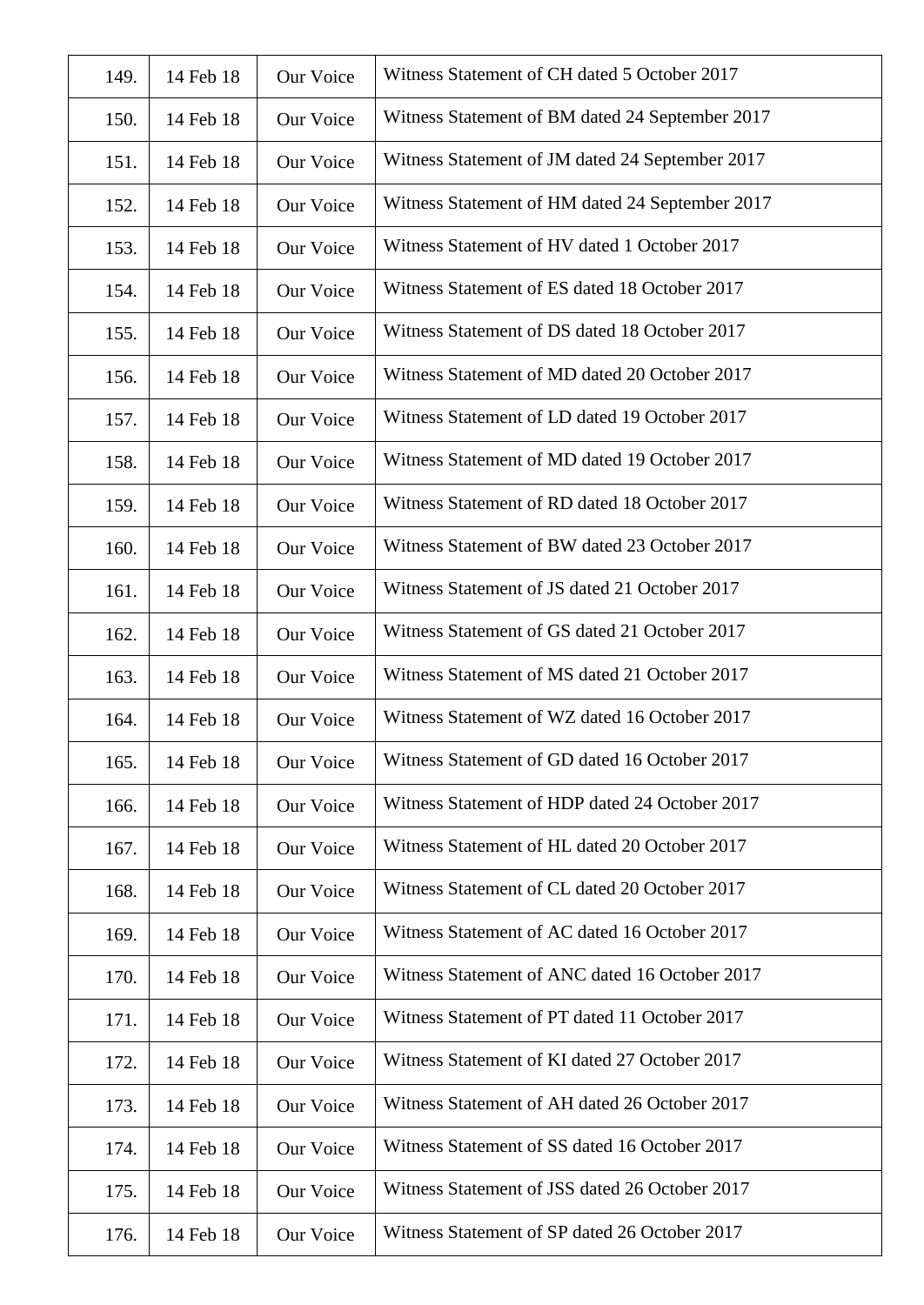| | | | |
|---|---|---|---|
| 149. | 14 Feb 18 | Our Voice | Witness Statement of CH dated 5 October 2017 |
| 150. | 14 Feb 18 | Our Voice | Witness Statement of BM dated 24 September 2017 |
| 151. | 14 Feb 18 | Our Voice | Witness Statement of JM dated 24 September 2017 |
| 152. | 14 Feb 18 | Our Voice | Witness Statement of HM dated 24 September 2017 |
| 153. | 14 Feb 18 | Our Voice | Witness Statement of HV dated 1 October 2017 |
| 154. | 14 Feb 18 | Our Voice | Witness Statement of ES dated 18 October 2017 |
| 155. | 14 Feb 18 | Our Voice | Witness Statement of DS dated 18 October 2017 |
| 156. | 14 Feb 18 | Our Voice | Witness Statement of MD dated 20 October 2017 |
| 157. | 14 Feb 18 | Our Voice | Witness Statement of LD dated 19 October 2017 |
| 158. | 14 Feb 18 | Our Voice | Witness Statement of MD dated 19 October 2017 |
| 159. | 14 Feb 18 | Our Voice | Witness Statement of RD dated 18 October 2017 |
| 160. | 14 Feb 18 | Our Voice | Witness Statement of BW dated 23 October 2017 |
| 161. | 14 Feb 18 | Our Voice | Witness Statement of JS dated 21 October 2017 |
| 162. | 14 Feb 18 | Our Voice | Witness Statement of GS dated 21 October 2017 |
| 163. | 14 Feb 18 | Our Voice | Witness Statement of MS dated 21 October 2017 |
| 164. | 14 Feb 18 | Our Voice | Witness Statement of WZ dated 16 October 2017 |
| 165. | 14 Feb 18 | Our Voice | Witness Statement of GD dated 16 October 2017 |
| 166. | 14 Feb 18 | Our Voice | Witness Statement of HDP dated 24 October 2017 |
| 167. | 14 Feb 18 | Our Voice | Witness Statement of HL dated 20 October 2017 |
| 168. | 14 Feb 18 | Our Voice | Witness Statement of CL dated 20 October 2017 |
| 169. | 14 Feb 18 | Our Voice | Witness Statement of AC dated 16 October 2017 |
| 170. | 14 Feb 18 | Our Voice | Witness Statement of ANC dated 16 October 2017 |
| 171. | 14 Feb 18 | Our Voice | Witness Statement of PT dated 11 October 2017 |
| 172. | 14 Feb 18 | Our Voice | Witness Statement of KI dated 27 October 2017 |
| 173. | 14 Feb 18 | Our Voice | Witness Statement of AH dated 26 October 2017 |
| 174. | 14 Feb 18 | Our Voice | Witness Statement of SS dated 16 October 2017 |
| 175. | 14 Feb 18 | Our Voice | Witness Statement of JSS dated 26 October 2017 |
| 176. | 14 Feb 18 | Our Voice | Witness Statement of SP dated 26 October 2017 |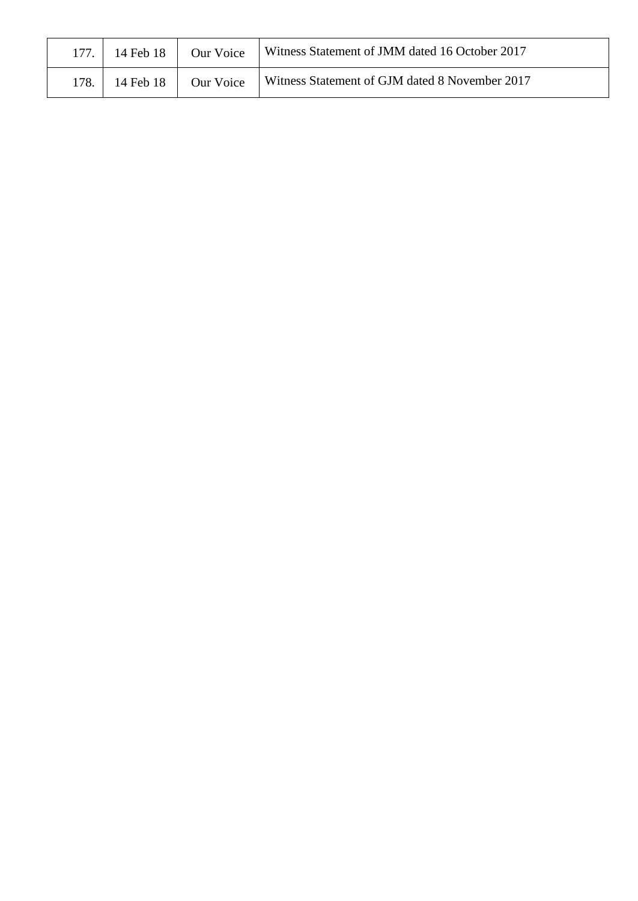| | | | |
|---|---|---|---|
| 177. | 14 Feb 18 | Our Voice | Witness Statement of JMM dated 16 October 2017 |
| 178. | 14 Feb 18 | Our Voice | Witness Statement of GJM dated 8 November 2017 |